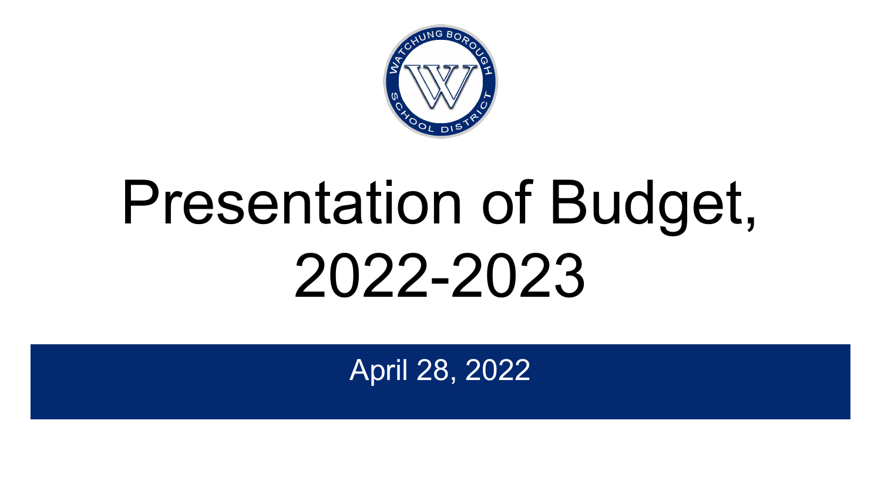# Presentation of Budget, 2022-2023

April 28, 2022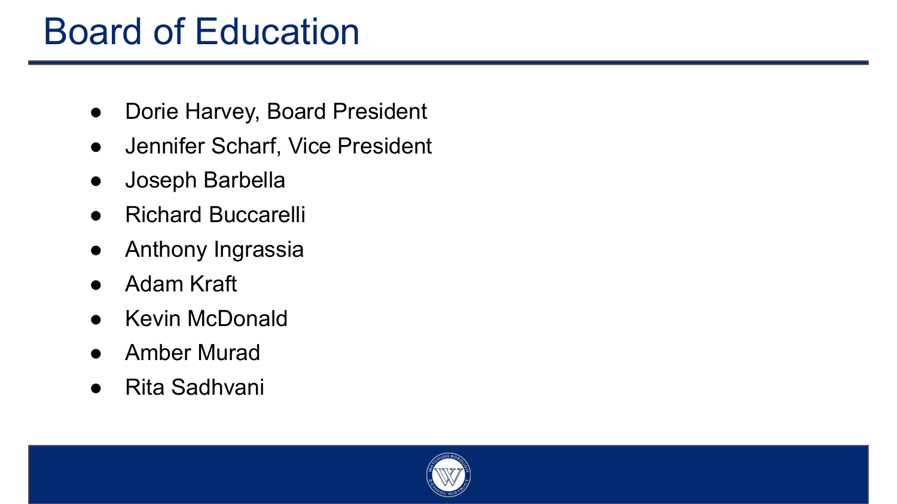# Board of Education

- Dorie Harvey, Board President
- Jennifer Scharf, Vice President
- Joseph Barbella
- Richard Buccarelli
- Anthony Ingrassia
- Adam Kraft
- Kevin McDonald
- Amber Murad
- Rita Sadhvani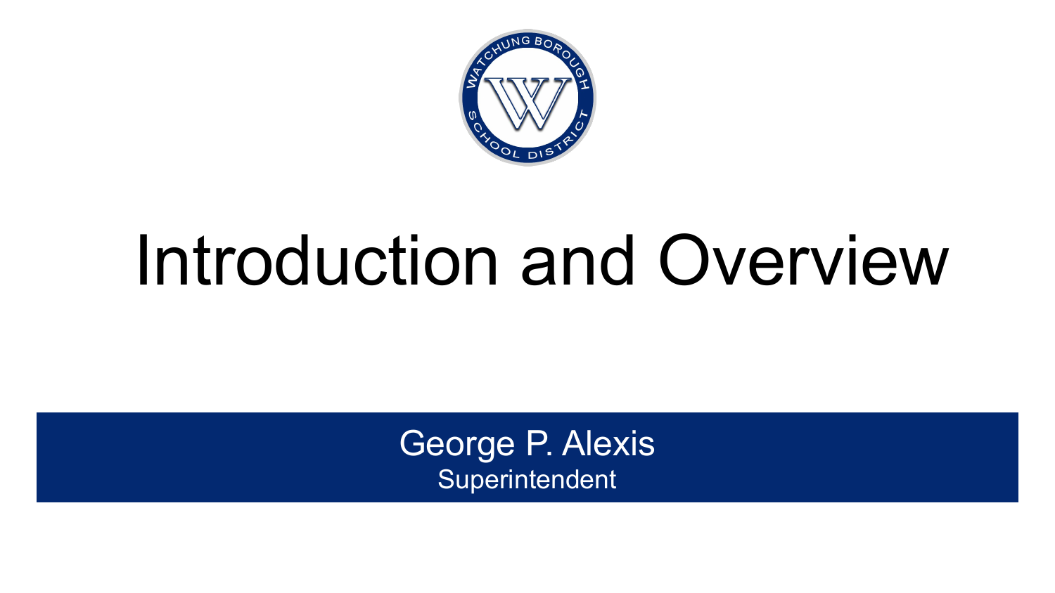# Introduction and Overview

George P. Alexis
Superintendent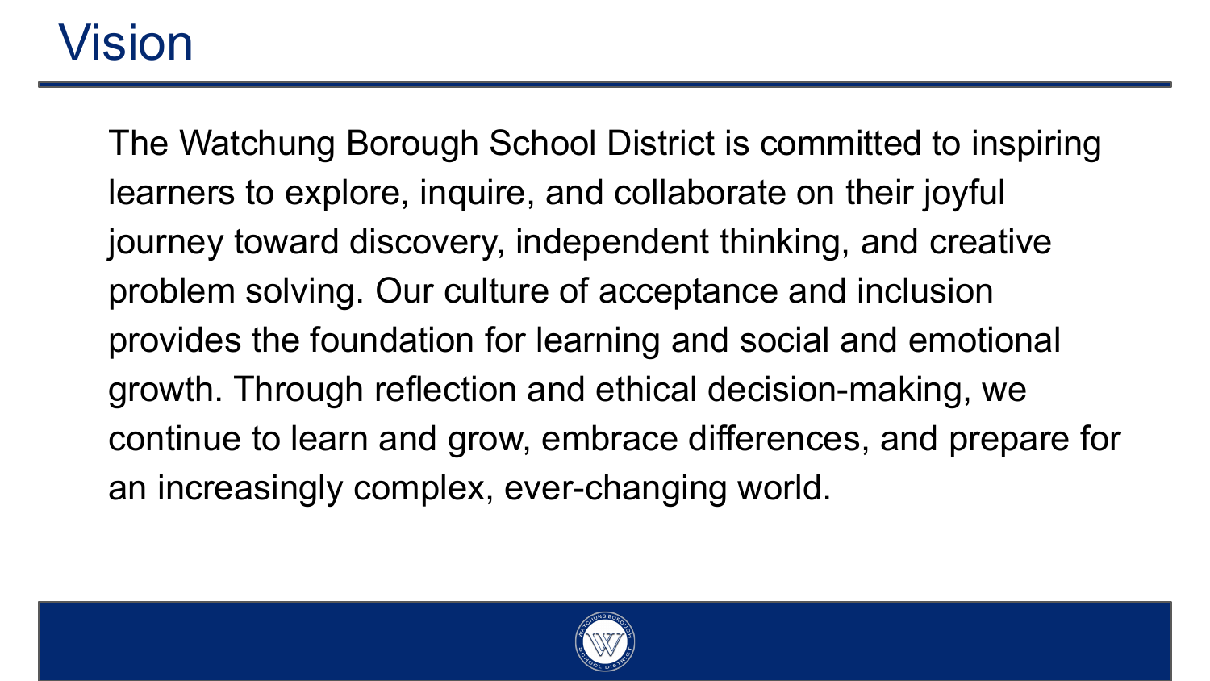# Vision

The Watchung Borough School District is committed to inspiring learners to explore, inquire, and collaborate on their joyful journey toward discovery, independent thinking, and creative problem solving. Our culture of acceptance and inclusion provides the foundation for learning and social and emotional growth. Through reflection and ethical decision-making, we continue to learn and grow, embrace differences, and prepare for an increasingly complex, ever-changing world.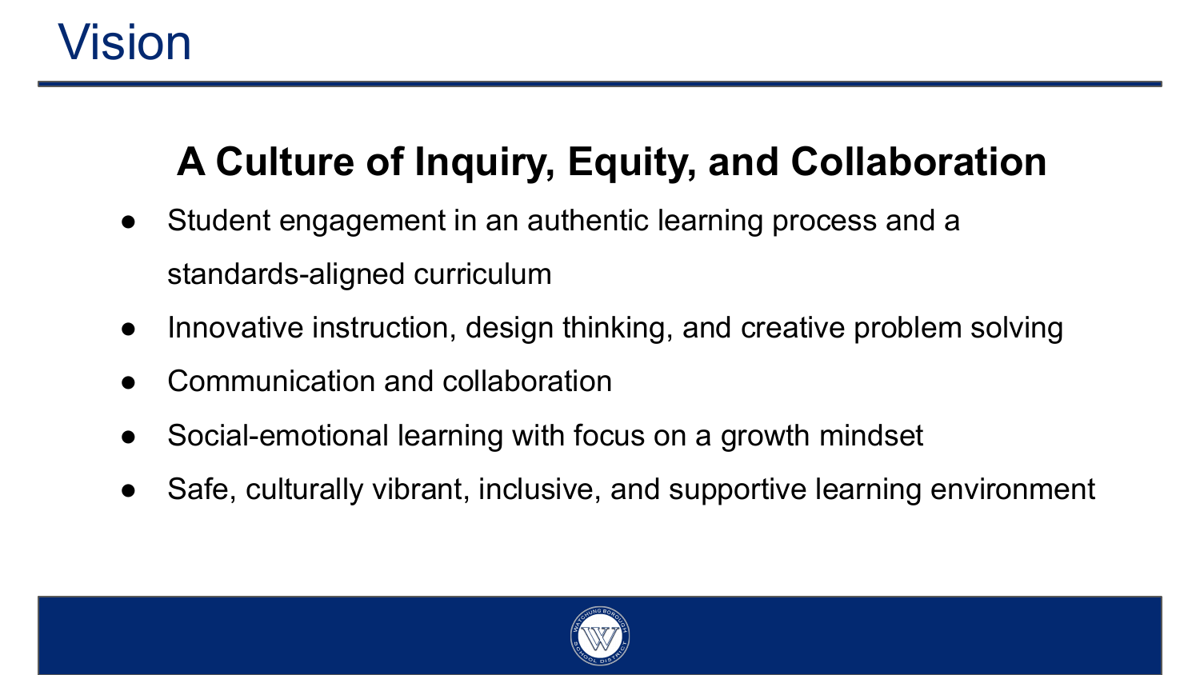# Vision

## A Culture of Inquiry, Equity, and Collaboration

- Student engagement in an authentic learning process and a standards-aligned curriculum
- Innovative instruction, design thinking, and creative problem solving
- Communication and collaboration
- Social-emotional learning with focus on a growth mindset
- Safe, culturally vibrant, inclusive, and supportive learning environment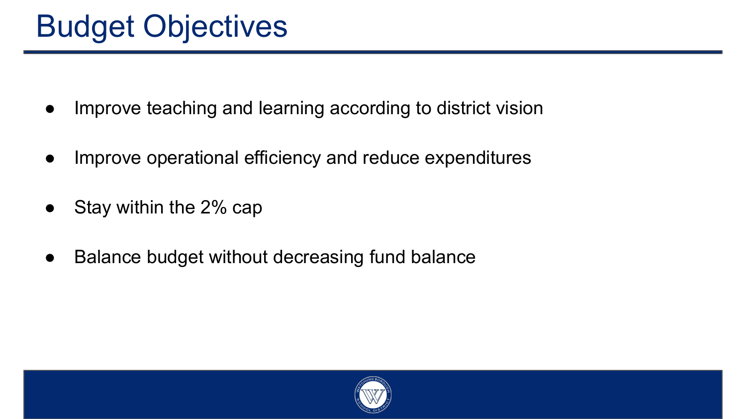# Budget Objectives

- Improve teaching and learning according to district vision
- Improve operational efficiency and reduce expenditures
- Stay within the 2% cap
- Balance budget without decreasing fund balance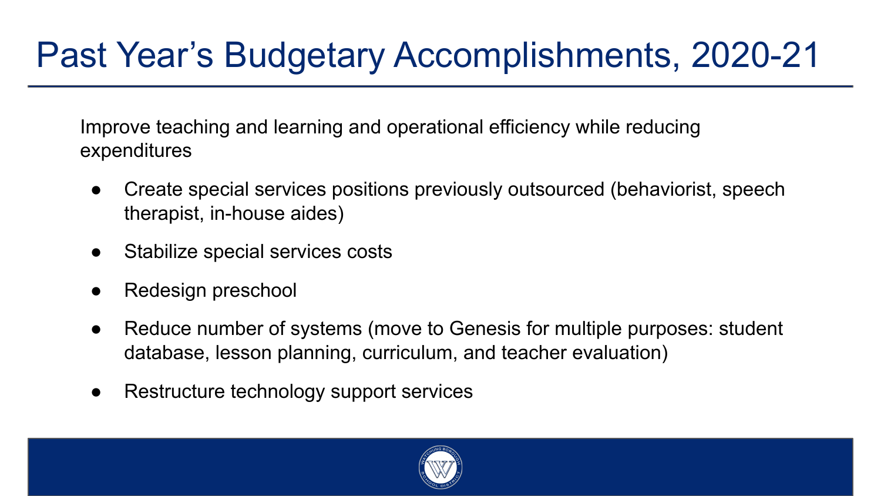# Past Year's Budgetary Accomplishments, 2020-21

Improve teaching and learning and operational efficiency while reducing expenditures

- Create special services positions previously outsourced (behaviorist, speech therapist, in-house aides)
- Stabilize special services costs
- Redesign preschool
- Reduce number of systems (move to Genesis for multiple purposes: student database, lesson planning, curriculum, and teacher evaluation)
- Restructure technology support services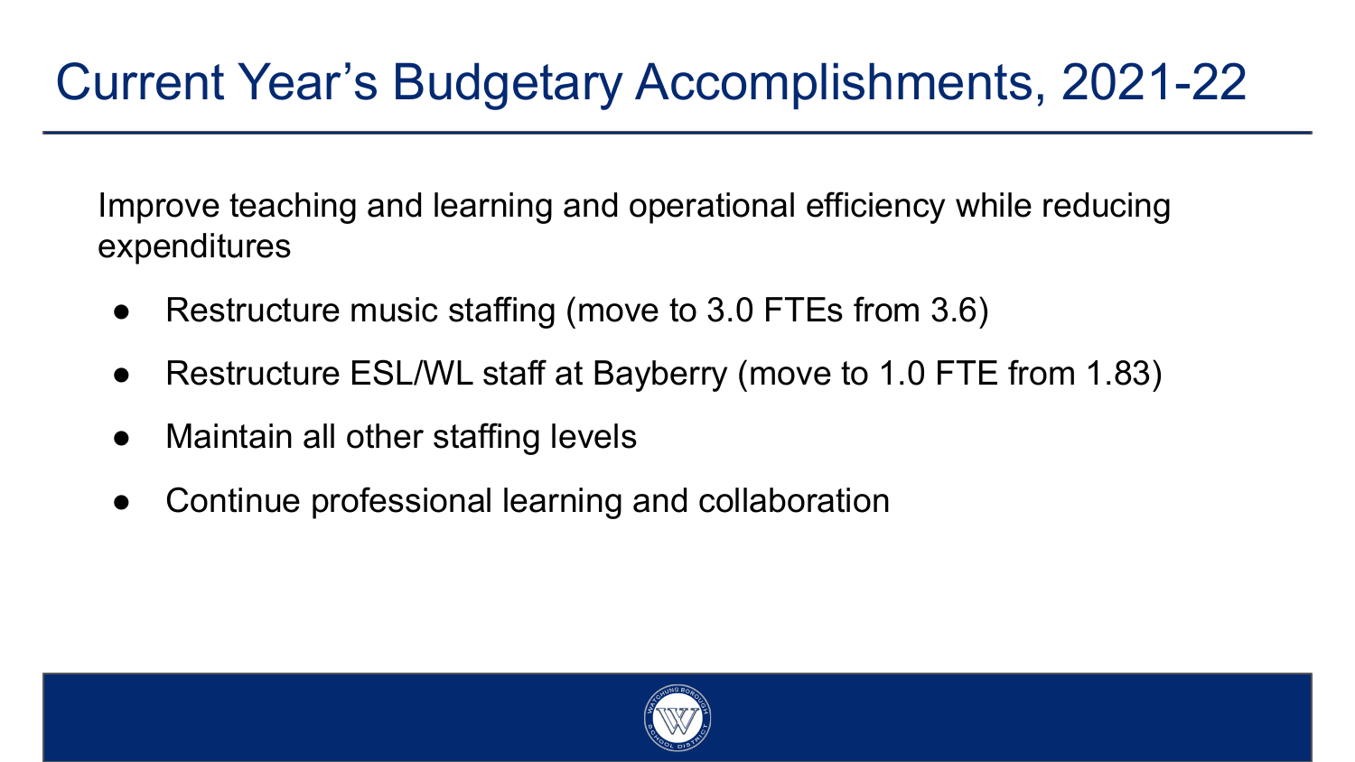# Current Year's Budgetary Accomplishments, 2021-22

Improve teaching and learning and operational efficiency while reducing expenditures

- Restructure music staffing (move to 3.0 FTEs from 3.6)
- Restructure ESL/WL staff at Bayberry (move to 1.0 FTE from 1.83)
- Maintain all other staffing levels
- Continue professional learning and collaboration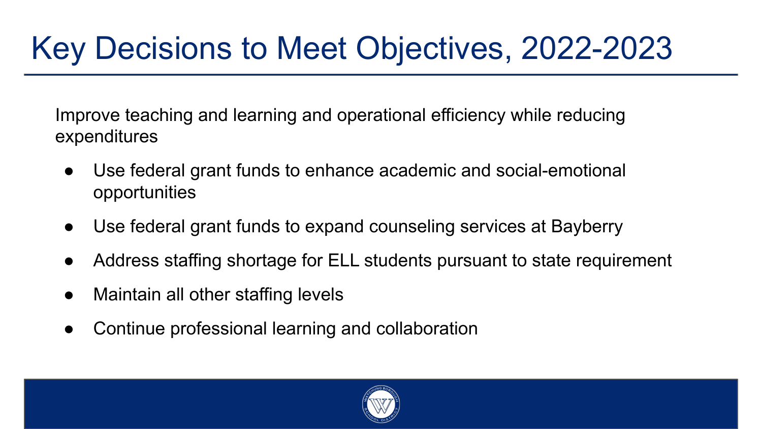# Key Decisions to Meet Objectives, 2022-2023

Improve teaching and learning and operational efficiency while reducing expenditures

- Use federal grant funds to enhance academic and social-emotional opportunities
- Use federal grant funds to expand counseling services at Bayberry
- Address staffing shortage for ELL students pursuant to state requirement
- Maintain all other staffing levels
- Continue professional learning and collaboration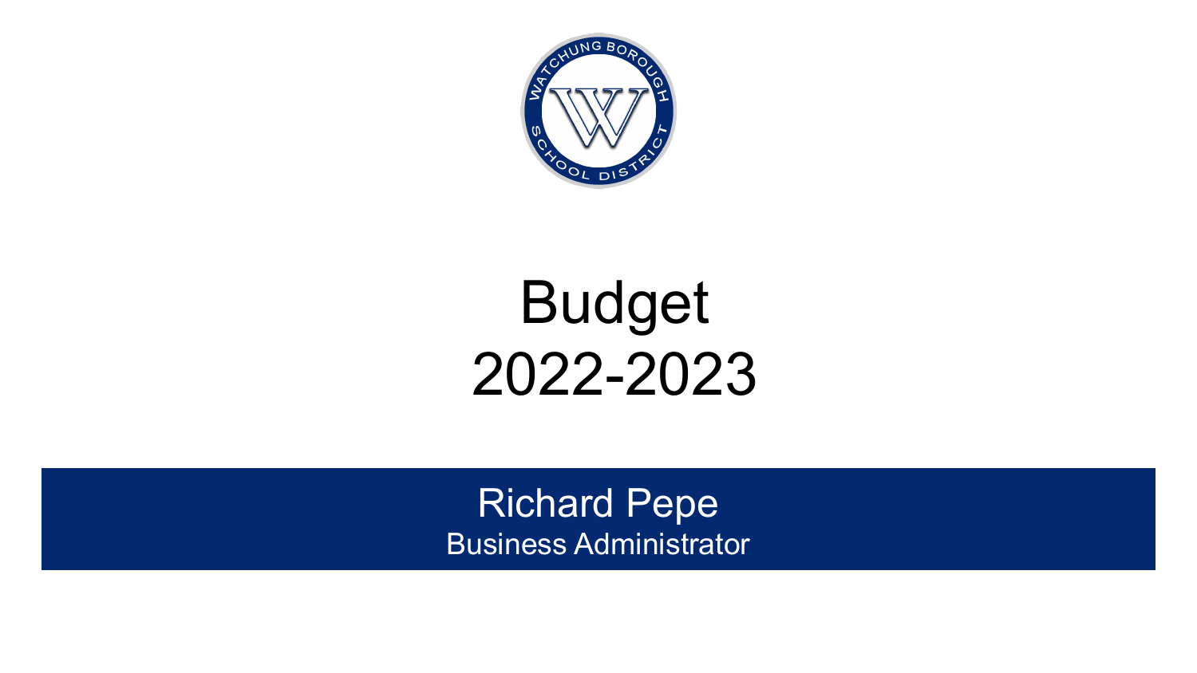# Budget 2022-2023

**Richard Pepe**

Business Administrator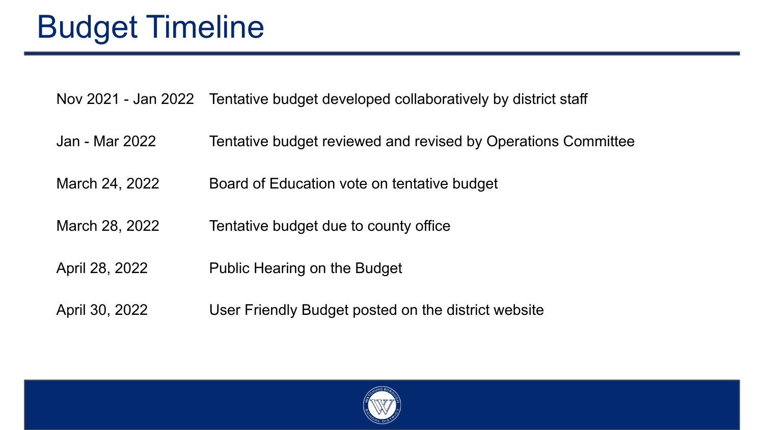# Budget Timeline

| | |
|---|---|
| Nov 2021 - Jan 2022 | Tentative budget developed collaboratively by district staff |
| Jan - Mar 2022 | Tentative budget reviewed and revised by Operations Committee |
| March 24, 2022 | Board of Education vote on tentative budget |
| March 28, 2022 | Tentative budget due to county office |
| April 28, 2022 | Public Hearing on the Budget |
| April 30, 2022 | User Friendly Budget posted on the district website |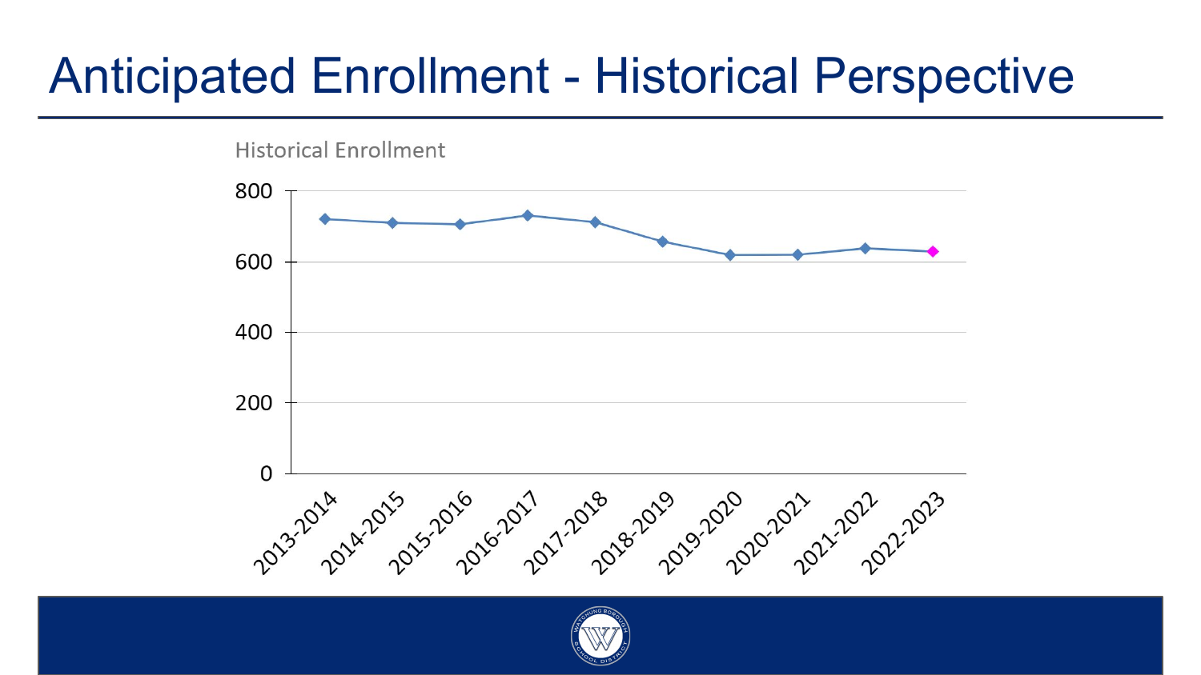# Anticipated Enrollment - Historical Perspective

Historical Enrollment

800

600

400

200

0

2013-2014 2014-2015 2015-2016 2016-2017 2017-2018 2018-2019 2019-2020 2020-2021 2021-2022 2022-2023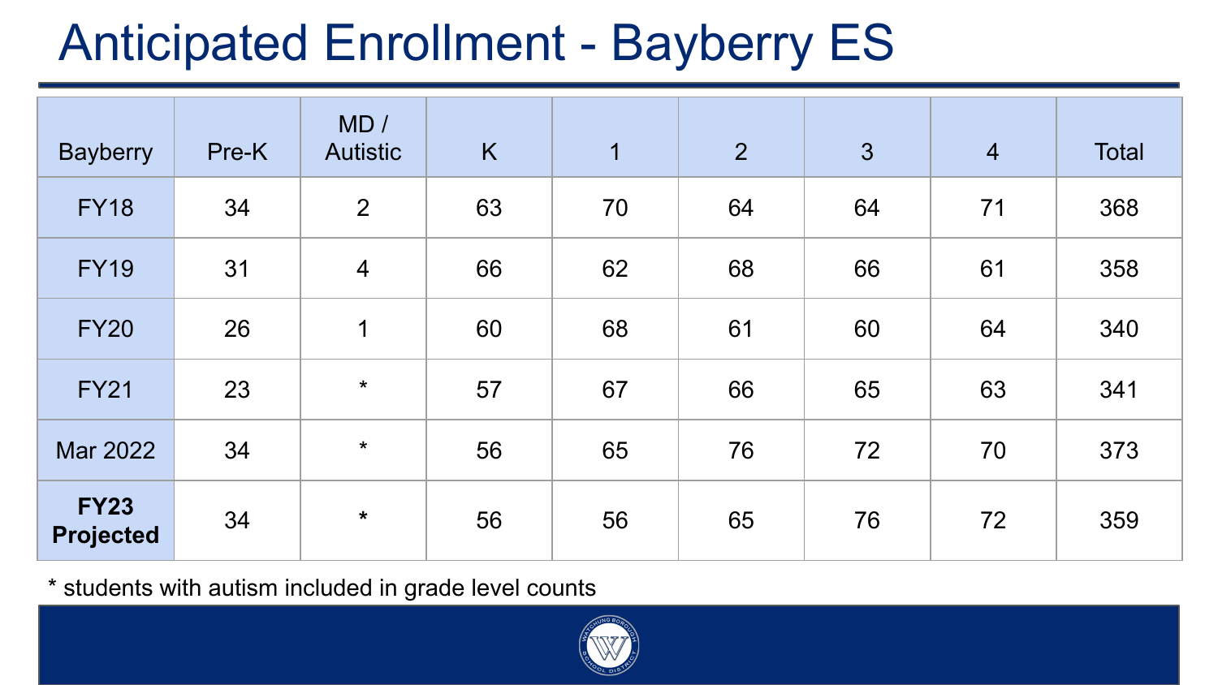# Anticipated Enrollment - Bayberry ES

| Bayberry | Pre-K | MD / Autistic | K | 1 | 2 | 3 | 4 | Total |
|---|---|---|---|---|---|---|---|---|
| FY18 | 34 | 2 | 63 | 70 | 64 | 64 | 71 | 368 |
| FY19 | 31 | 4 | 66 | 62 | 68 | 66 | 61 | 358 |
| FY20 | 26 | 1 | 60 | 68 | 61 | 60 | 64 | 340 |
| FY21 | 23 | * | 57 | 67 | 66 | 65 | 63 | 341 |
| Mar 2022 | 34 | * | 56 | 65 | 76 | 72 | 70 | 373 |
| **FY23 Projected** | 34 | * | 56 | 56 | 65 | 76 | 72 | 359 |

* students with autism included in grade level counts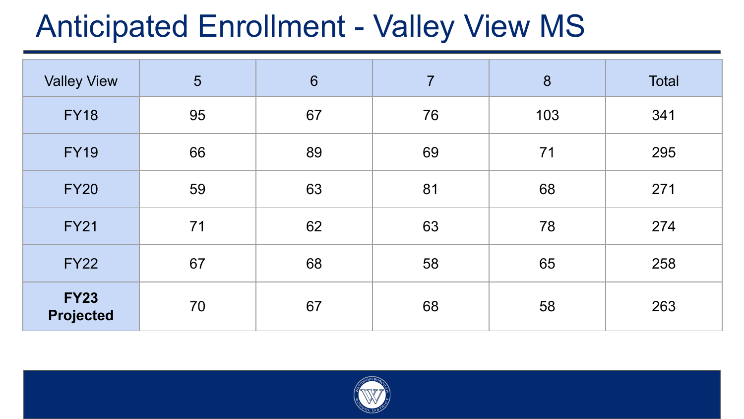# Anticipated Enrollment - Valley View MS

| Valley View | 5 | 6 | 7 | 8 | Total |
|---|---|---|---|---|---|
| FY18 | 95 | 67 | 76 | 103 | 341 |
| FY19 | 66 | 89 | 69 | 71 | 295 |
| FY20 | 59 | 63 | 81 | 68 | 271 |
| FY21 | 71 | 62 | 63 | 78 | 274 |
| FY22 | 67 | 68 | 58 | 65 | 258 |
| **FY23 Projected** | 70 | 67 | 68 | 58 | 263 |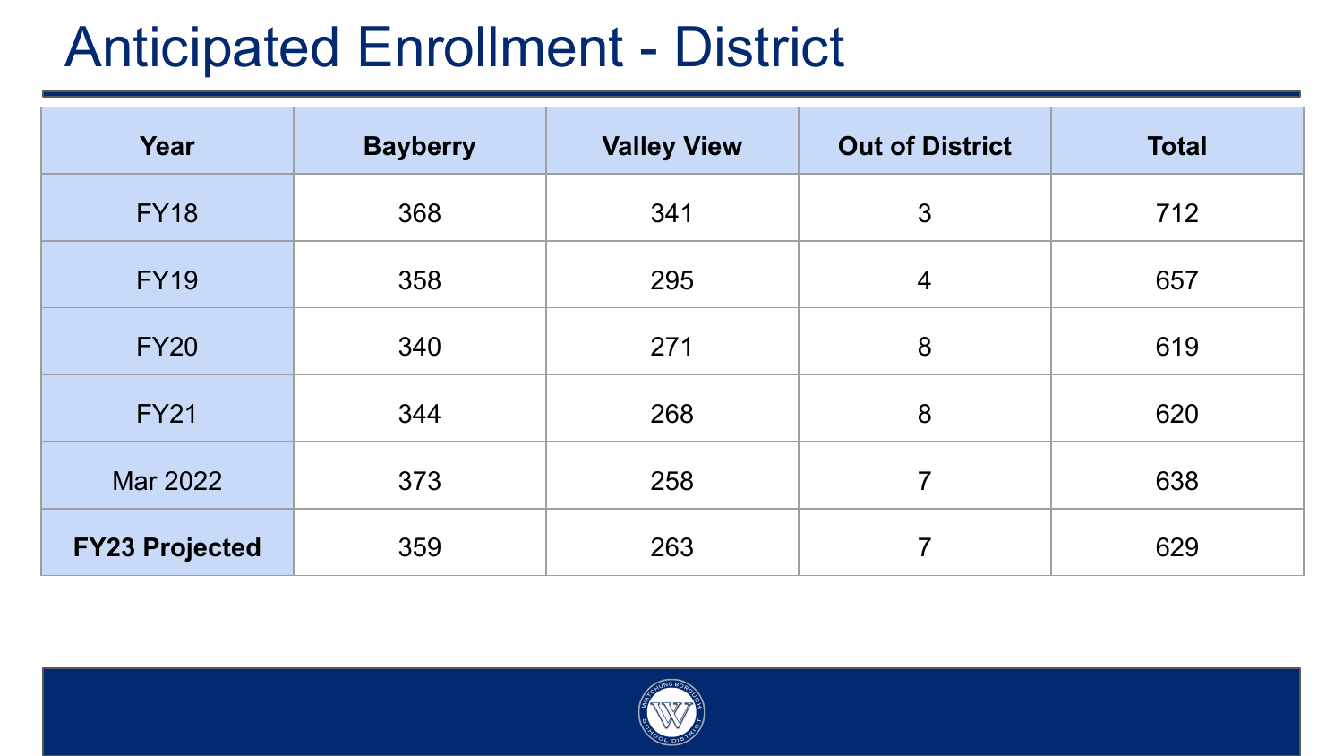# Anticipated Enrollment - District

| Year | Bayberry | Valley View | Out of District | Total |
|---|---|---|---|---|
| FY18 | 368 | 341 | 3 | 712 |
| FY19 | 358 | 295 | 4 | 657 |
| FY20 | 340 | 271 | 8 | 619 |
| FY21 | 344 | 268 | 8 | 620 |
| Mar 2022 | 373 | 258 | 7 | 638 |
| **FY23 Projected** | 359 | 263 | 7 | 629 |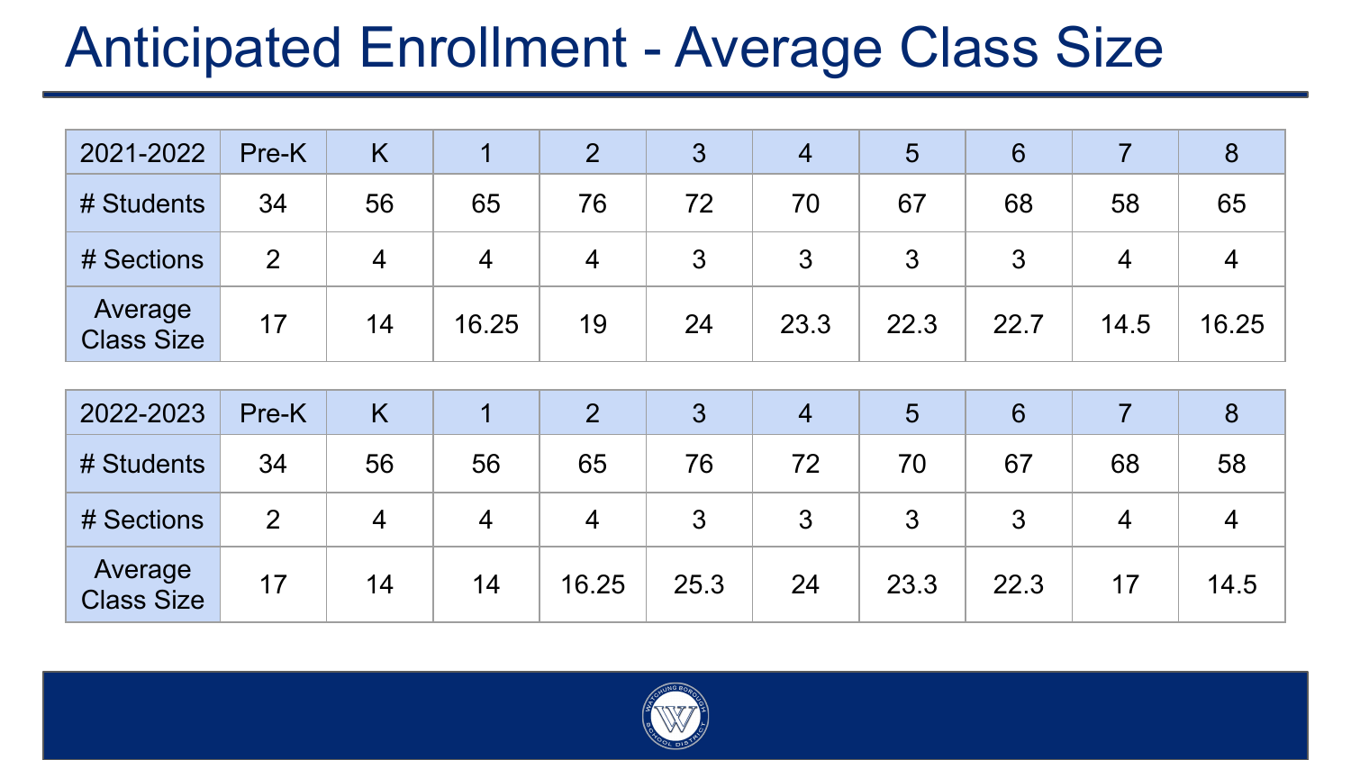# Anticipated Enrollment - Average Class Size

| 2021-2022 | Pre-K | K | 1 | 2 | 3 | 4 | 5 | 6 | 7 | 8 |
|---|---|---|---|---|---|---|---|---|---|---|
| # Students | 34 | 56 | 65 | 76 | 72 | 70 | 67 | 68 | 58 | 65 |
| # Sections | 2 | 4 | 4 | 4 | 3 | 3 | 3 | 3 | 4 | 4 |
| Average Class Size | 17 | 14 | 16.25 | 19 | 24 | 23.3 | 22.3 | 22.7 | 14.5 | 16.25 |

| 2022-2023 | Pre-K | K | 1 | 2 | 3 | 4 | 5 | 6 | 7 | 8 |
|---|---|---|---|---|---|---|---|---|---|---|
| # Students | 34 | 56 | 56 | 65 | 76 | 72 | 70 | 67 | 68 | 58 |
| # Sections | 2 | 4 | 4 | 4 | 3 | 3 | 3 | 3 | 4 | 4 |
| Average Class Size | 17 | 14 | 14 | 16.25 | 25.3 | 24 | 23.3 | 22.3 | 17 | 14.5 |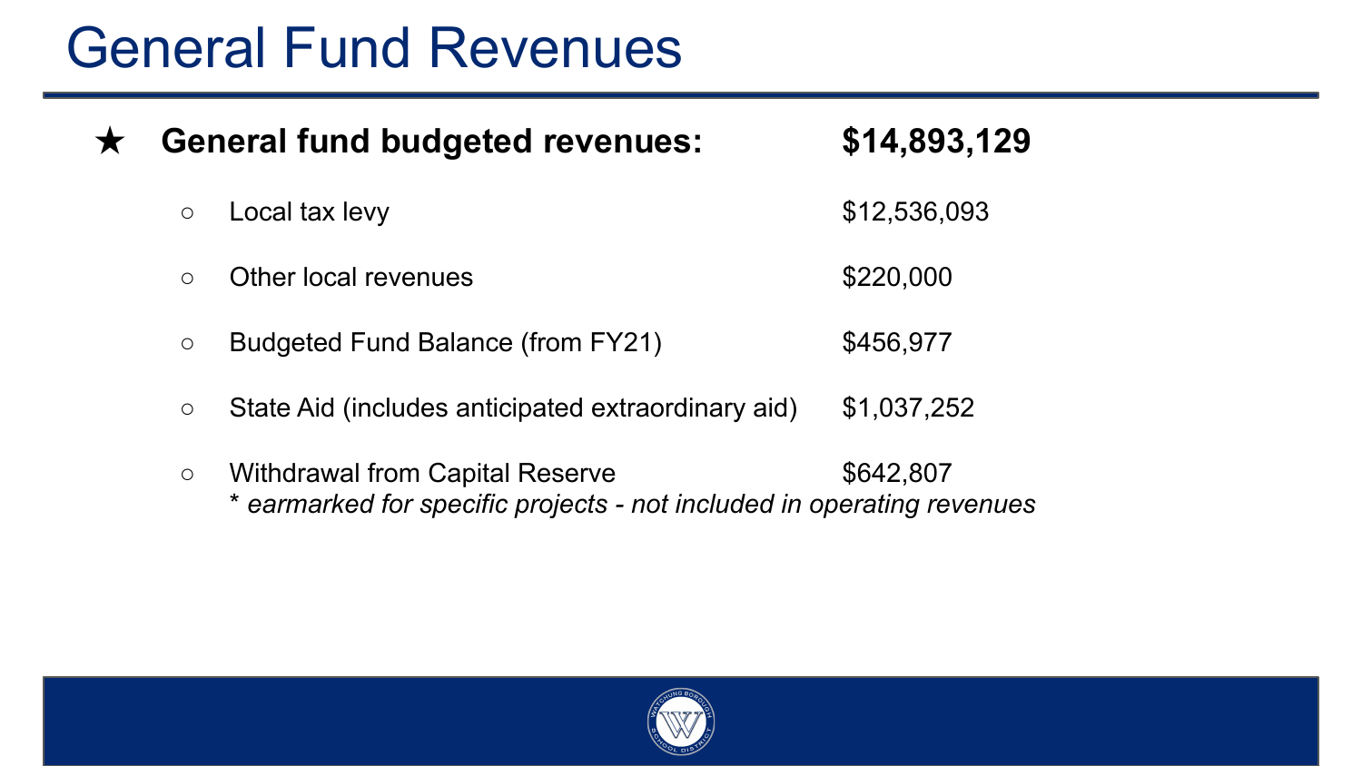# General Fund Revenues

- **General fund budgeted revenues: $14,893,129**
  - Local tax levy $12,536,093
  - Other local revenues $220,000
  - Budgeted Fund Balance (from FY21) $456,977
  - State Aid (includes anticipated extraordinary aid) $1,037,252
  - Withdrawal from Capital Reserve $642,807
    *\* earmarked for specific projects - not included in operating revenues*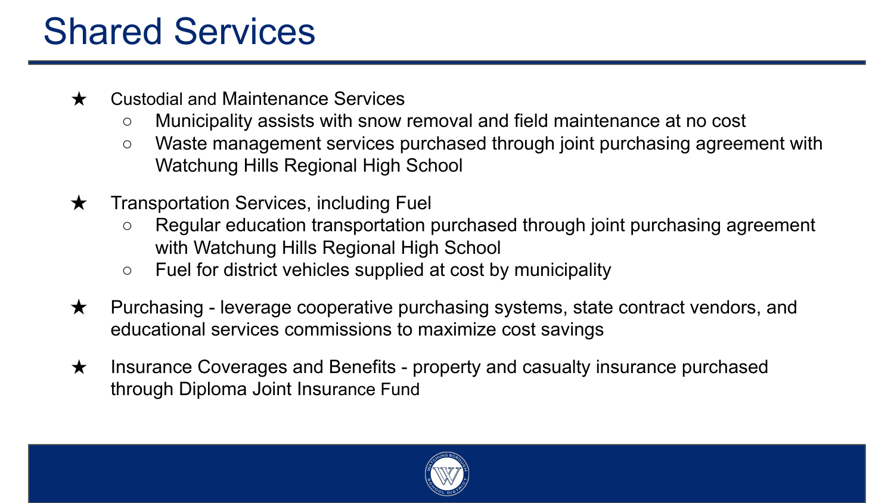# Shared Services

- Custodial and Maintenance Services
  - Municipality assists with snow removal and field maintenance at no cost
  - Waste management services purchased through joint purchasing agreement with Watchung Hills Regional High School
- Transportation Services, including Fuel
  - Regular education transportation purchased through joint purchasing agreement with Watchung Hills Regional High School
  - Fuel for district vehicles supplied at cost by municipality
- Purchasing - leverage cooperative purchasing systems, state contract vendors, and educational services commissions to maximize cost savings
- Insurance Coverages and Benefits - property and casualty insurance purchased through Diploma Joint Insurance Fund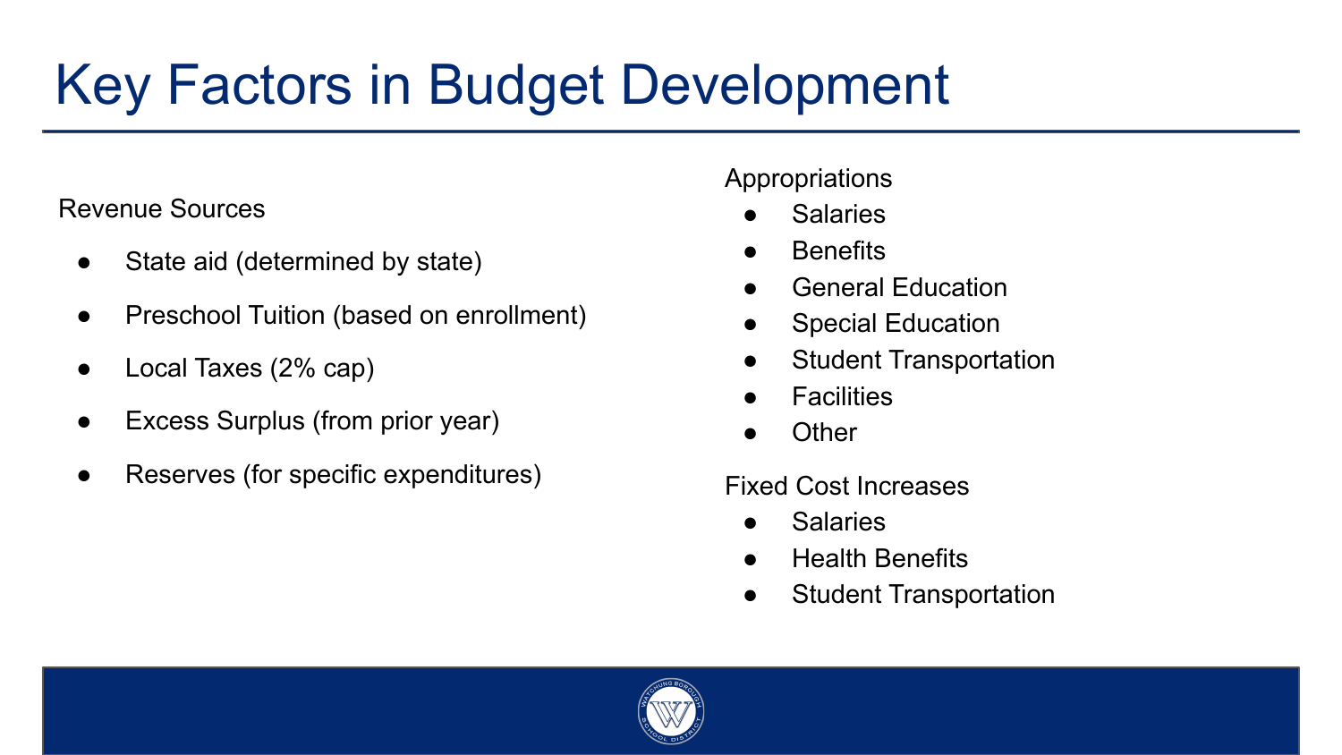# Key Factors in Budget Development

Revenue Sources

- State aid (determined by state)
- Preschool Tuition (based on enrollment)
- Local Taxes (2% cap)
- Excess Surplus (from prior year)
- Reserves (for specific expenditures)

Appropriations

- Salaries
- Benefits
- General Education
- Special Education
- Student Transportation
- Facilities
- Other

Fixed Cost Increases

- Salaries
- Health Benefits
- Student Transportation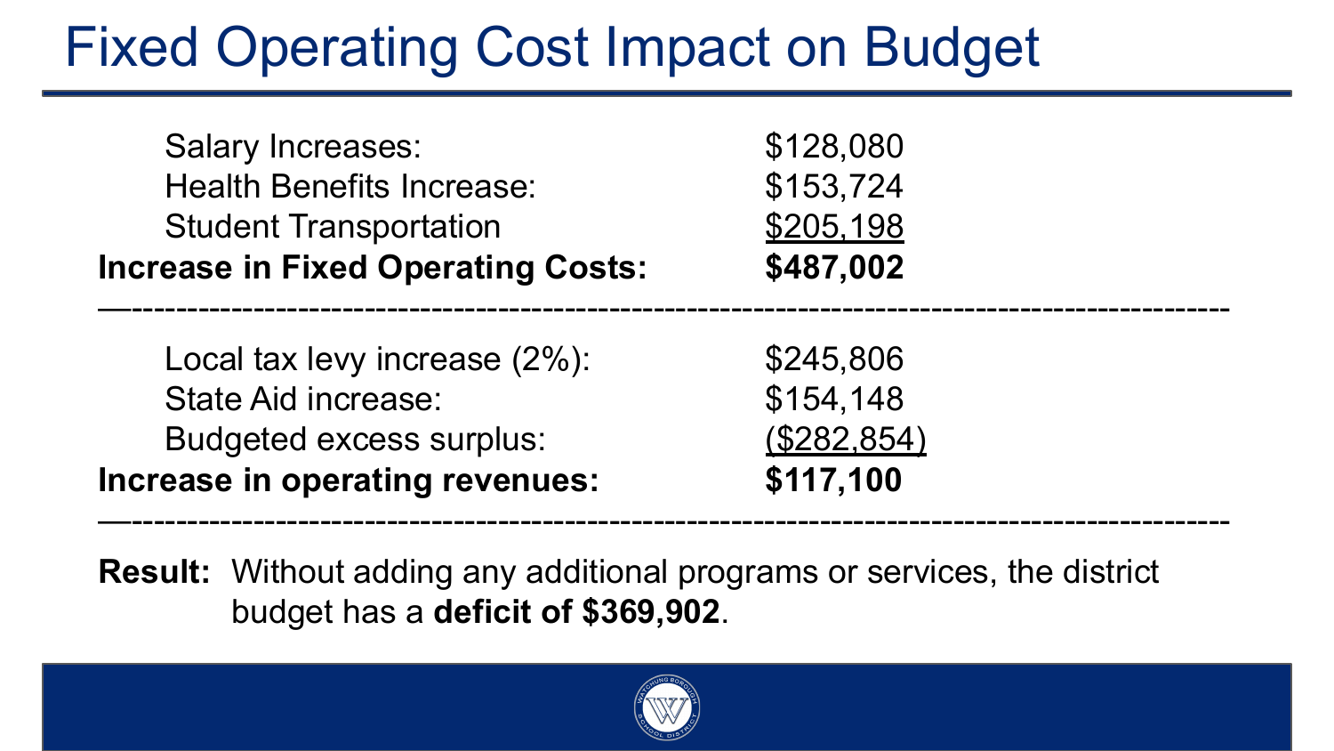# Fixed Operating Cost Impact on Budget

| | |
|---|---|
| Salary Increases: | $128,080 |
| Health Benefits Increase: | $153,724 |
| Student Transportation | $205,198 |
| **Increase in Fixed Operating Costs:** | **$487,002** |

---

| | |
|---|---|
| Local tax levy increase (2%): | $245,806 |
| State Aid increase: | $154,148 |
| Budgeted excess surplus: | ($282,854) |
| **Increase in operating revenues:** | **$117,100** |

---

**Result:** Without adding any additional programs or services, the district budget has a **deficit of $369,902**.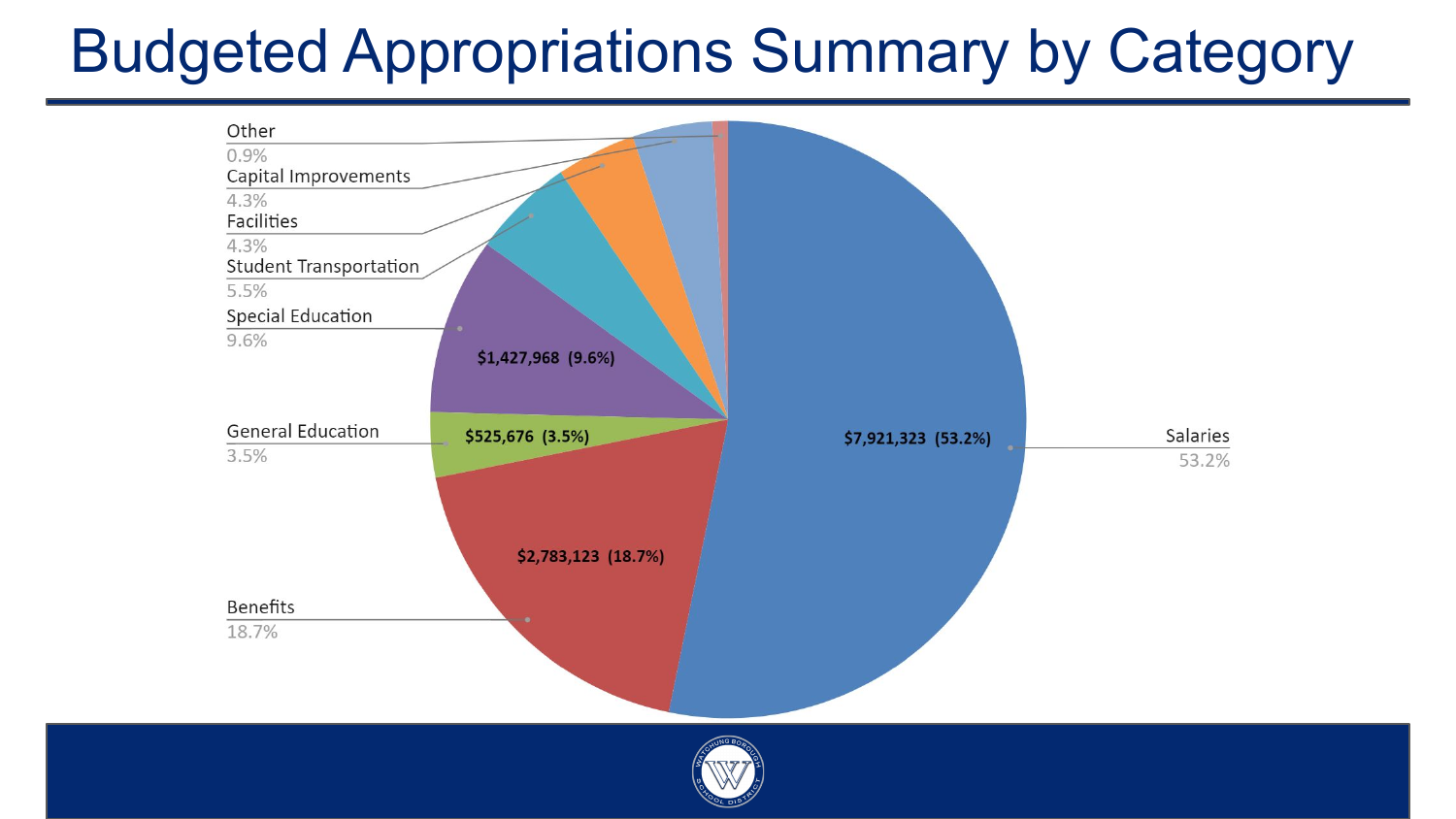# Budgeted Appropriations Summary by Category

| Category | Amount | Percentage |
| --- | --- | --- |
| Salaries | $7,921,323 | 53.2% |
| Benefits | $2,783,123 | 18.7% |
| General Education | $525,676 | 3.5% |
| Special Education | $1,427,968 | 9.6% |
| Student Transportation | | 5.5% |
| Facilities | | 4.3% |
| Capital Improvements | | 4.3% |
| Other | | 0.9% |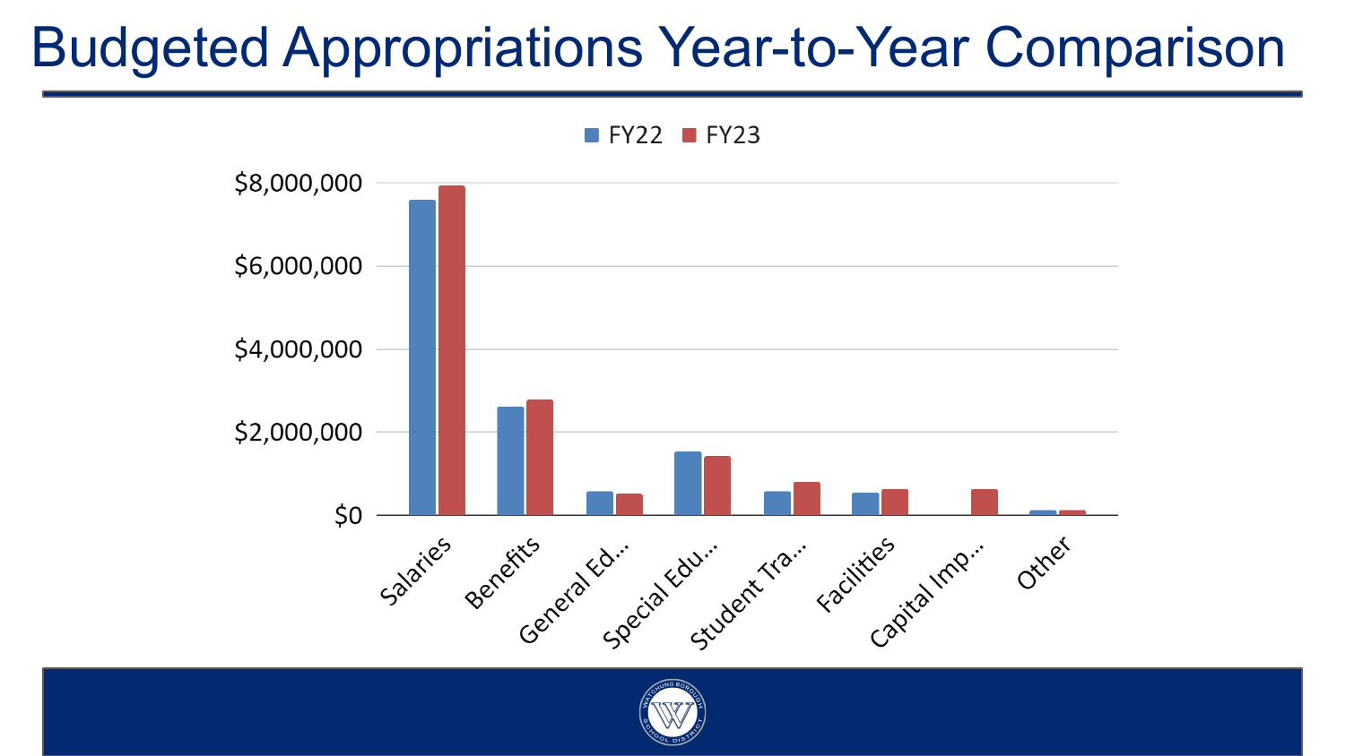# Budgeted Appropriations Year-to-Year Comparison

FY22 | FY23

$8,000,000
$6,000,000
$4,000,000
$2,000,000
$0

Salaries, Benefits, General Ed..., Special Edu..., Student Tra..., Facilities, Capital Imp..., Other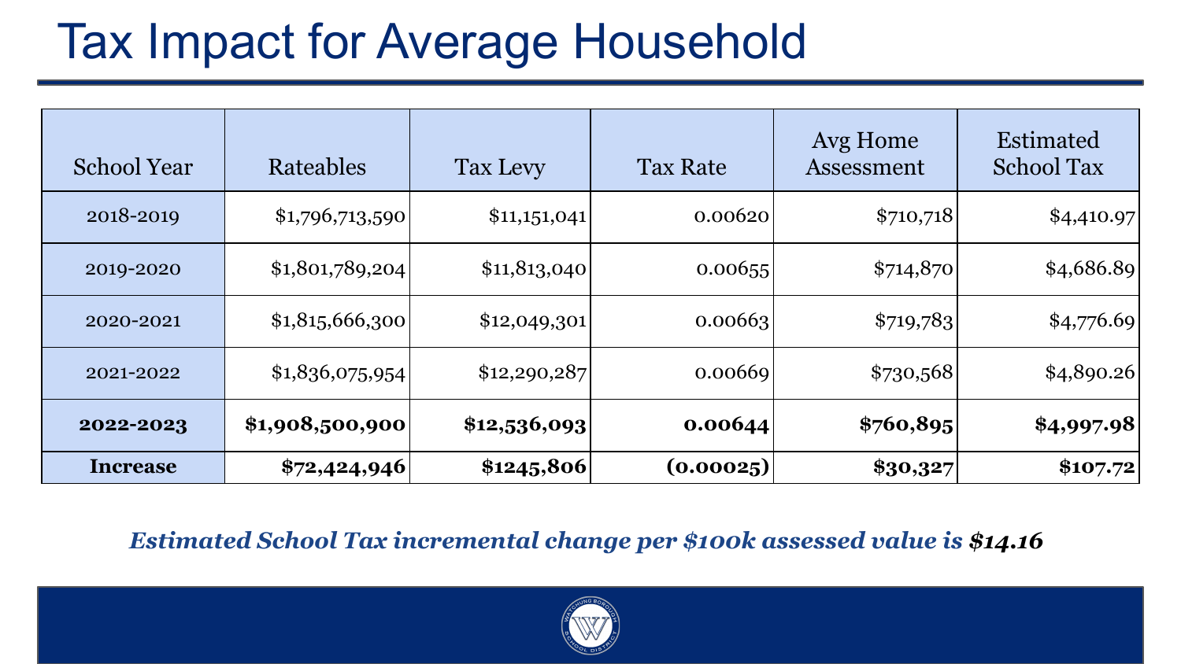# Tax Impact for Average Household

| School Year | Rateables | Tax Levy | Tax Rate | Avg Home Assessment | Estimated School Tax |
|---|---|---|---|---|---|
| 2018-2019 | $1,796,713,590 | $11,151,041 | 0.00620 | $710,718 | $4,410.97 |
| 2019-2020 | $1,801,789,204 | $11,813,040 | 0.00655 | $714,870 | $4,686.89 |
| 2020-2021 | $1,815,666,300 | $12,049,301 | 0.00663 | $719,783 | $4,776.69 |
| 2021-2022 | $1,836,075,954 | $12,290,287 | 0.00669 | $730,568 | $4,890.26 |
| **2022-2023** | **$1,908,500,900** | **$12,536,093** | **0.00644** | **$760,895** | **$4,997.98** |
| **Increase** | **$72,424,946** | **$1245,806** | **(0.00025)** | **$30,327** | **$107.72** |

***Estimated School Tax incremental change per $100k assessed value is $14.16***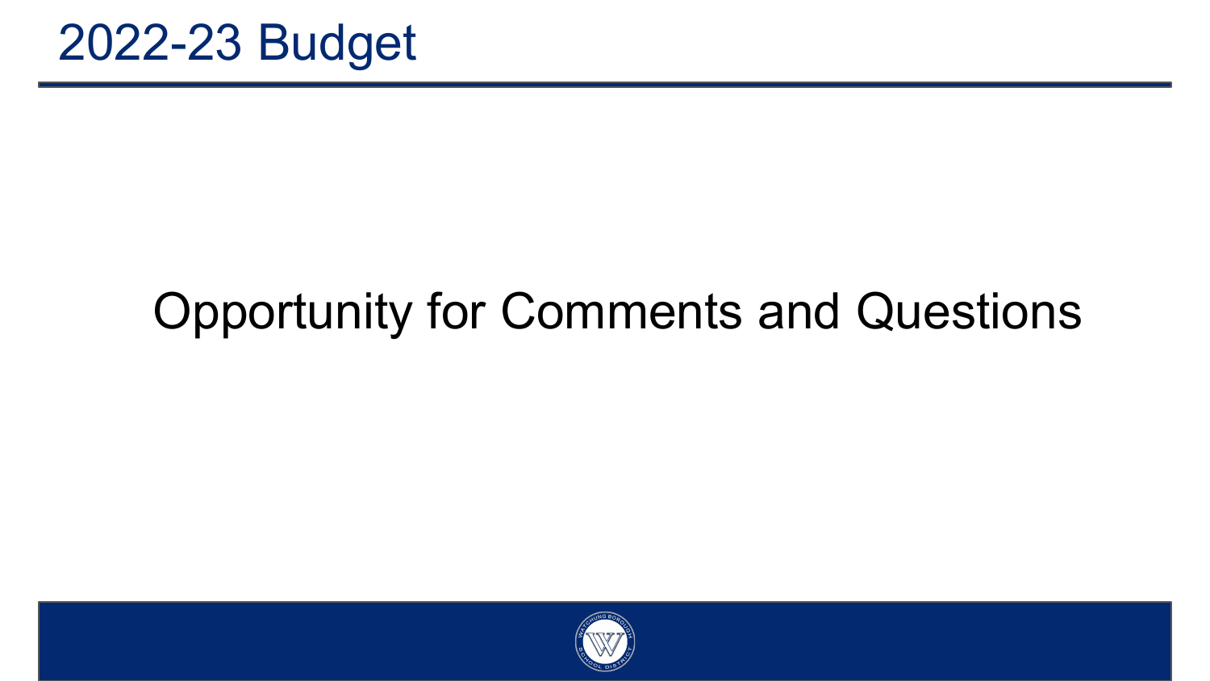# 2022-23 Budget

Opportunity for Comments and Questions